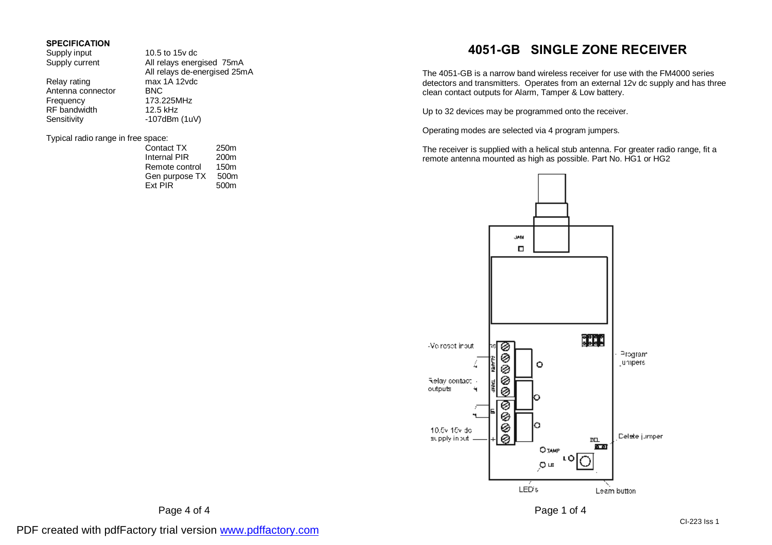## SPECIFICATION

| | |
|---|---|
| Supply input | 10.5 to 15v dc |
| Supply current | All relays energised 75mA |
| | All relays de-energised 25mA |
| Relay rating | max 1A 12vdc |
| Antenna connector | BNC |
| Frequency | 173.225MHz |
| RF bandwidth | 12.5 kHz |
| Sensitivity | -107dBm (1uV) |

Typical radio range in free space:

| | |
|---|---|
| Contact TX | 250m |
| Internal PIR | 200m |
| Remote control | 150m |
| Gen purpose TX | 500m |
| Ext PIR | 500m |

# 4051-GB SINGLE ZONE RECEIVER

The 4051-GB is a narrow band wireless receiver for use with the FM4000 series detectors and transmitters. Operates from an external 12v dc supply and has three clean contact outputs for Alarm, Tamper & Low battery.

Up to 32 devices may be programmed onto the receiver.

Operating modes are selected via 4 program jumpers.

The receiver is supplied with a helical stub antenna. For greater radio range, fit a remote antenna mounted as high as possible. Part No. HG1 or HG2

JAM

-Ve reset input

Relay contact outputs

10.5v 15v dc supply input

Program jumpers

Delete jumper

TAMP

LB

L

DEL

LED's

Learn button

CI-223 Iss 1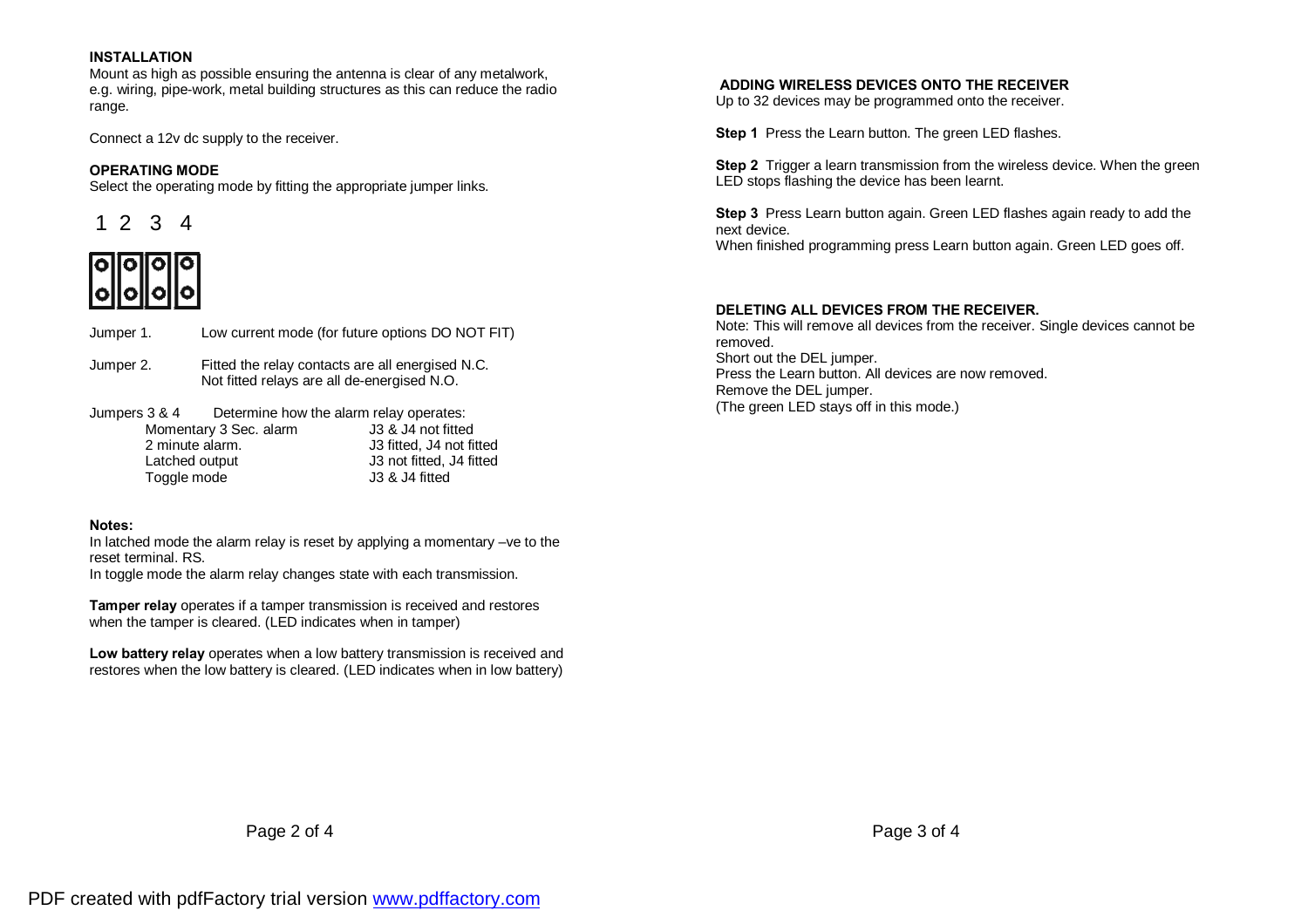## INSTALLATION

Mount as high as possible ensuring the antenna is clear of any metalwork, e.g. wiring, pipe-work, metal building structures as this can reduce the radio range.

Connect a 12v dc supply to the receiver.

## OPERATING MODE

Select the operating mode by fitting the appropriate jumper links.

1 2 3 4

Jumper 1. Low current mode (for future options DO NOT FIT)

Jumper 2. Fitted the relay contacts are all energised N.C.
Not fitted relays are all de-energised N.O.

Jumpers 3 & 4 Determine how the alarm relay operates:

| | |
|---|---|
| Momentary 3 Sec. alarm | J3 & J4 not fitted |
| 2 minute alarm. | J3 fitted, J4 not fitted |
| Latched output | J3 not fitted, J4 fitted |
| Toggle mode | J3 & J4 fitted |

**Notes:**

In latched mode the alarm relay is reset by applying a momentary –ve to the reset terminal. RS.
In toggle mode the alarm relay changes state with each transmission.

**Tamper relay** operates if a tamper transmission is received and restores when the tamper is cleared. (LED indicates when in tamper)

**Low battery relay** operates when a low battery transmission is received and restores when the low battery is cleared. (LED indicates when in low battery)

## ADDING WIRELESS DEVICES ONTO THE RECEIVER

Up to 32 devices may be programmed onto the receiver.

**Step 1** Press the Learn button. The green LED flashes.

**Step 2** Trigger a learn transmission from the wireless device. When the green LED stops flashing the device has been learnt.

**Step 3** Press Learn button again. Green LED flashes again ready to add the next device.
When finished programming press Learn button again. Green LED goes off.

## DELETING ALL DEVICES FROM THE RECEIVER.

Note: This will remove all devices from the receiver. Single devices cannot be removed.
Short out the DEL jumper.
Press the Learn button. All devices are now removed.
Remove the DEL jumper.
(The green LED stays off in this mode.)

PDF created with pdfFactory trial version www.pdffactory.com